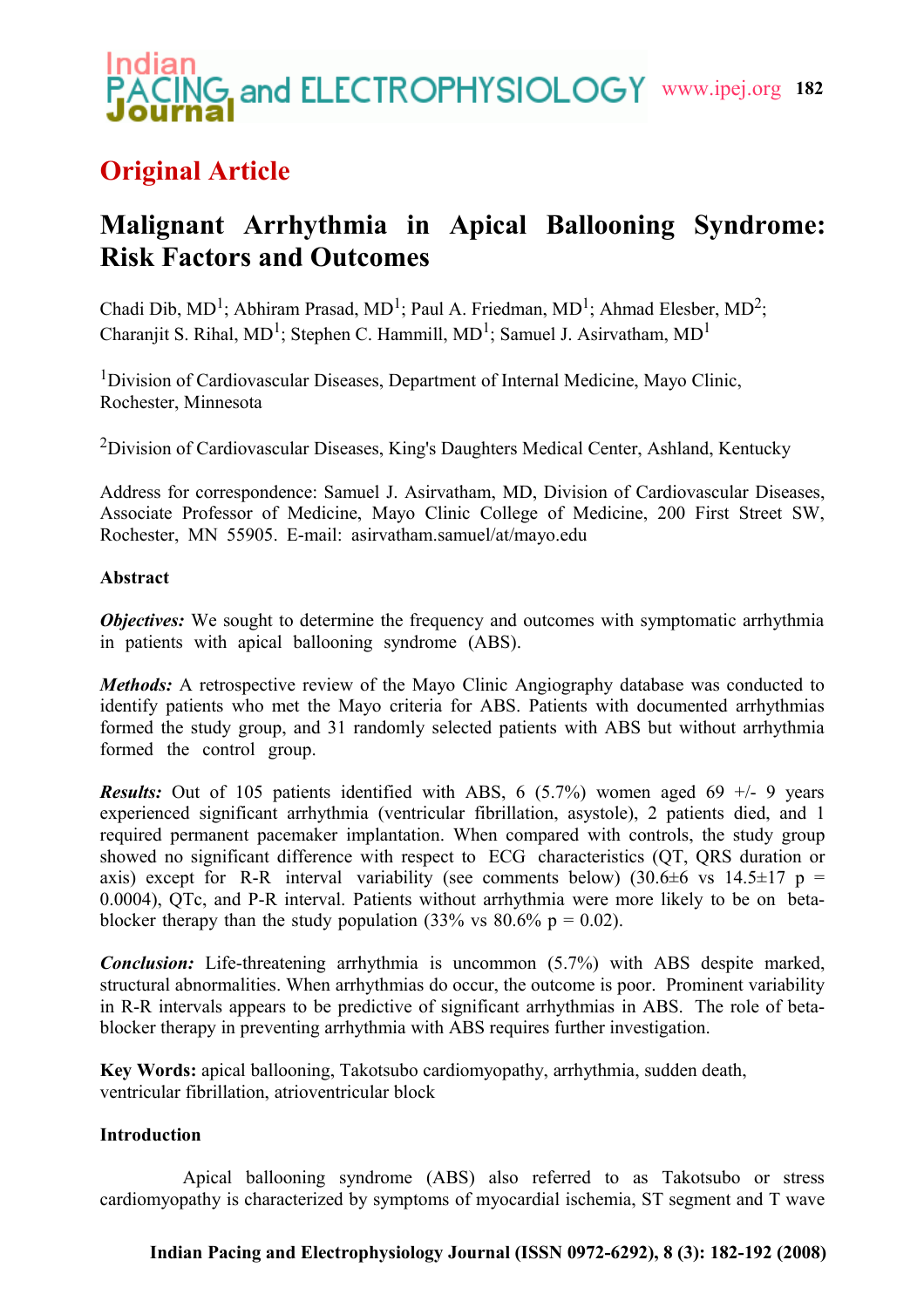## Original Article

# Malignant Arrhythmia in Apical Ballooning Syndrome: Risk Factors and Outcomes

Chadi Dib, MD[1]; Abhiram Prasad, MD[1]; Paul A. Friedman, MD[1]; Ahmad Elesber, MD[2]; Charanjit S. Rihal, MD[1]; Stephen C. Hammill, MD[1]; Samuel J. Asirvatham, MD[1]

[1]Division of Cardiovascular Diseases, Department of Internal Medicine, Mayo Clinic, Rochester, Minnesota

[2]Division of Cardiovascular Diseases, King's Daughters Medical Center, Ashland, Kentucky

Address for correspondence: Samuel J. Asirvatham, MD, Division of Cardiovascular Diseases, Associate Professor of Medicine, Mayo Clinic College of Medicine, 200 First Street SW, Rochester, MN 55905. E-mail: asirvatham.samuel/at/mayo.edu

**Abstract**

***Objectives:*** We sought to determine the frequency and outcomes with symptomatic arrhythmia in patients with apical ballooning syndrome (ABS).

***Methods:*** A retrospective review of the Mayo Clinic Angiography database was conducted to identify patients who met the Mayo criteria for ABS. Patients with documented arrhythmias formed the study group, and 31 randomly selected patients with ABS but without arrhythmia formed the control group.

***Results:*** Out of 105 patients identified with ABS, 6 (5.7%) women aged 69 +/- 9 years experienced significant arrhythmia (ventricular fibrillation, asystole), 2 patients died, and 1 required permanent pacemaker implantation. When compared with controls, the study group showed no significant difference with respect to ECG characteristics (QT, QRS duration or axis) except for R-R interval variability (see comments below) ($30.6 \pm 6$ vs $14.5 \pm 17$ $p = 0.0004$), QTc, and P-R interval. Patients without arrhythmia were more likely to be on beta-blocker therapy than the study population (33% vs 80.6% $p = 0.02$).

***Conclusion:*** Life-threatening arrhythmia is uncommon (5.7%) with ABS despite marked, structural abnormalities. When arrhythmias do occur, the outcome is poor. Prominent variability in R-R intervals appears to be predictive of significant arrhythmias in ABS. The role of beta-blocker therapy in preventing arrhythmia with ABS requires further investigation.

**Key Words:** apical ballooning, Takotsubo cardiomyopathy, arrhythmia, sudden death, ventricular fibrillation, atrioventricular block

**Introduction**

Apical ballooning syndrome (ABS) also referred to as Takotsubo or stress cardiomyopathy is characterized by symptoms of myocardial ischemia, ST segment and T wave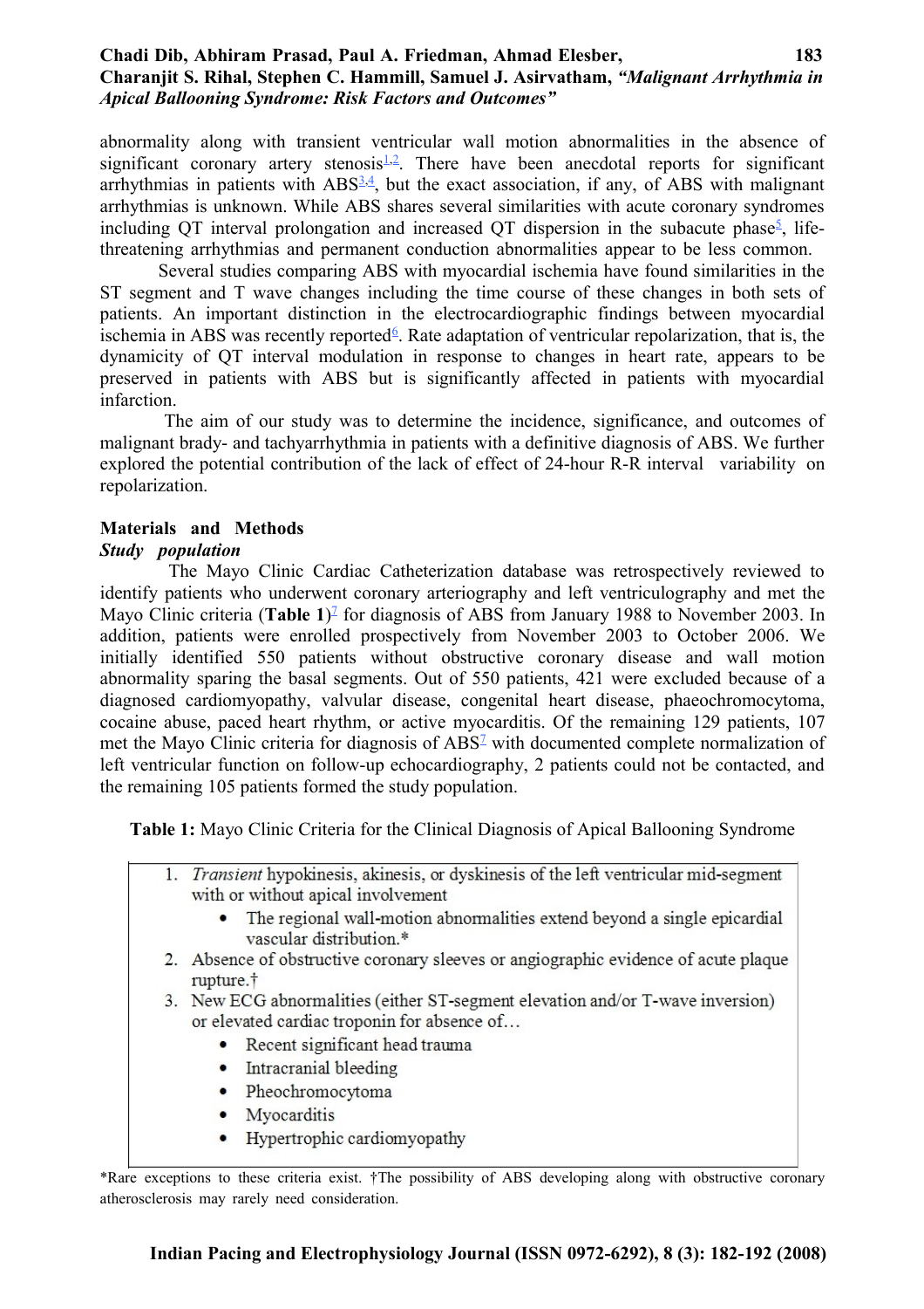abnormality along with transient ventricular wall motion abnormalities in the absence of significant coronary artery stenosis[1,2]. There have been anecdotal reports for significant arrhythmias in patients with ABS[3,4], but the exact association, if any, of ABS with malignant arrhythmias is unknown. While ABS shares several similarities with acute coronary syndromes including QT interval prolongation and increased QT dispersion in the subacute phase[5], life-threatening arrhythmias and permanent conduction abnormalities appear to be less common.

Several studies comparing ABS with myocardial ischemia have found similarities in the ST segment and T wave changes including the time course of these changes in both sets of patients. An important distinction in the electrocardiographic findings between myocardial ischemia in ABS was recently reported[6]. Rate adaptation of ventricular repolarization, that is, the dynamicity of QT interval modulation in response to changes in heart rate, appears to be preserved in patients with ABS but is significantly affected in patients with myocardial infarction.

The aim of our study was to determine the incidence, significance, and outcomes of malignant brady- and tachyarrhythmia in patients with a definitive diagnosis of ABS. We further explored the potential contribution of the lack of effect of 24-hour R-R interval variability on repolarization.

## Materials and Methods

### *Study population*

The Mayo Clinic Cardiac Catheterization database was retrospectively reviewed to identify patients who underwent coronary arteriography and left ventriculography and met the Mayo Clinic criteria (**Table 1**)[7] for diagnosis of ABS from January 1988 to November 2003. In addition, patients were enrolled prospectively from November 2003 to October 2006. We initially identified 550 patients without obstructive coronary disease and wall motion abnormality sparing the basal segments. Out of 550 patients, 421 were excluded because of a diagnosed cardiomyopathy, valvular disease, congenital heart disease, phaeochromocytoma, cocaine abuse, paced heart rhythm, or active myocarditis. Of the remaining 129 patients, 107 met the Mayo Clinic criteria for diagnosis of ABS[7] with documented complete normalization of left ventricular function on follow-up echocardiography, 2 patients could not be contacted, and the remaining 105 patients formed the study population.

**Table 1:** Mayo Clinic Criteria for the Clinical Diagnosis of Apical Ballooning Syndrome

1. *Transient* hypokinesis, akinesis, or dyskinesis of the left ventricular mid-segment with or without apical involvement
    - The regional wall-motion abnormalities extend beyond a single epicardial vascular distribution.*
2. Absence of obstructive coronary sleeves or angiographic evidence of acute plaque rupture.†
3. New ECG abnormalities (either ST-segment elevation and/or T-wave inversion) or elevated cardiac troponin for absence of…
    - Recent significant head trauma
    - Intracranial bleeding
    - Pheochromocytoma
    - Myocarditis
    - Hypertrophic cardiomyopathy

*Rare exceptions to these criteria exist. †The possibility of ABS developing along with obstructive coronary atherosclerosis may rarely need consideration.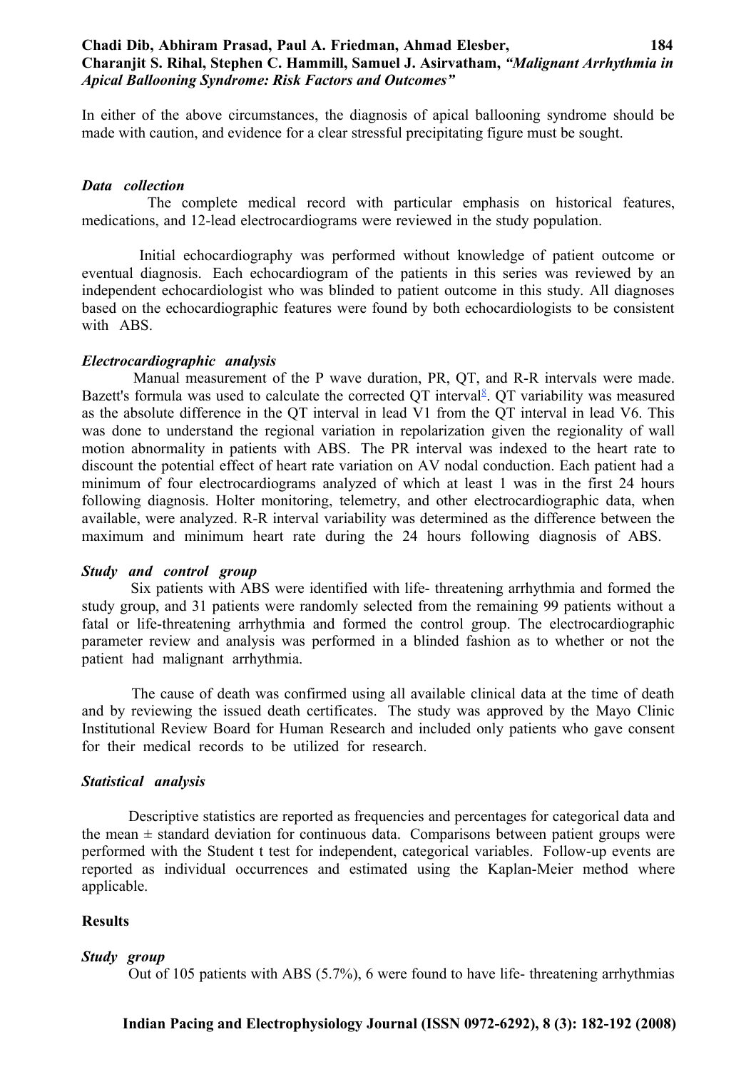In either of the above circumstances, the diagnosis of apical ballooning syndrome should be made with caution, and evidence for a clear stressful precipitating figure must be sought.

### *Data collection*

The complete medical record with particular emphasis on historical features, medications, and 12-lead electrocardiograms were reviewed in the study population.

Initial echocardiography was performed without knowledge of patient outcome or eventual diagnosis. Each echocardiogram of the patients in this series was reviewed by an independent echocardiologist who was blinded to patient outcome in this study. All diagnoses based on the echocardiographic features were found by both echocardiologists to be consistent with ABS.

### *Electrocardiographic analysis*

Manual measurement of the P wave duration, PR, QT, and R-R intervals were made. Bazett's formula was used to calculate the corrected QT interval[8]. QT variability was measured as the absolute difference in the QT interval in lead V1 from the QT interval in lead V6. This was done to understand the regional variation in repolarization given the regionality of wall motion abnormality in patients with ABS. The PR interval was indexed to the heart rate to discount the potential effect of heart rate variation on AV nodal conduction. Each patient had a minimum of four electrocardiograms analyzed of which at least 1 was in the first 24 hours following diagnosis. Holter monitoring, telemetry, and other electrocardiographic data, when available, were analyzed. R-R interval variability was determined as the difference between the maximum and minimum heart rate during the 24 hours following diagnosis of ABS.

### *Study and control group*

Six patients with ABS were identified with life- threatening arrhythmia and formed the study group, and 31 patients were randomly selected from the remaining 99 patients without a fatal or life-threatening arrhythmia and formed the control group. The electrocardiographic parameter review and analysis was performed in a blinded fashion as to whether or not the patient had malignant arrhythmia.

The cause of death was confirmed using all available clinical data at the time of death and by reviewing the issued death certificates. The study was approved by the Mayo Clinic Institutional Review Board for Human Research and included only patients who gave consent for their medical records to be utilized for research.

### *Statistical analysis*

Descriptive statistics are reported as frequencies and percentages for categorical data and the mean ± standard deviation for continuous data. Comparisons between patient groups were performed with the Student t test for independent, categorical variables. Follow-up events are reported as individual occurrences and estimated using the Kaplan-Meier method where applicable.

## **Results**

### *Study group*

Out of 105 patients with ABS (5.7%), 6 were found to have life- threatening arrhythmias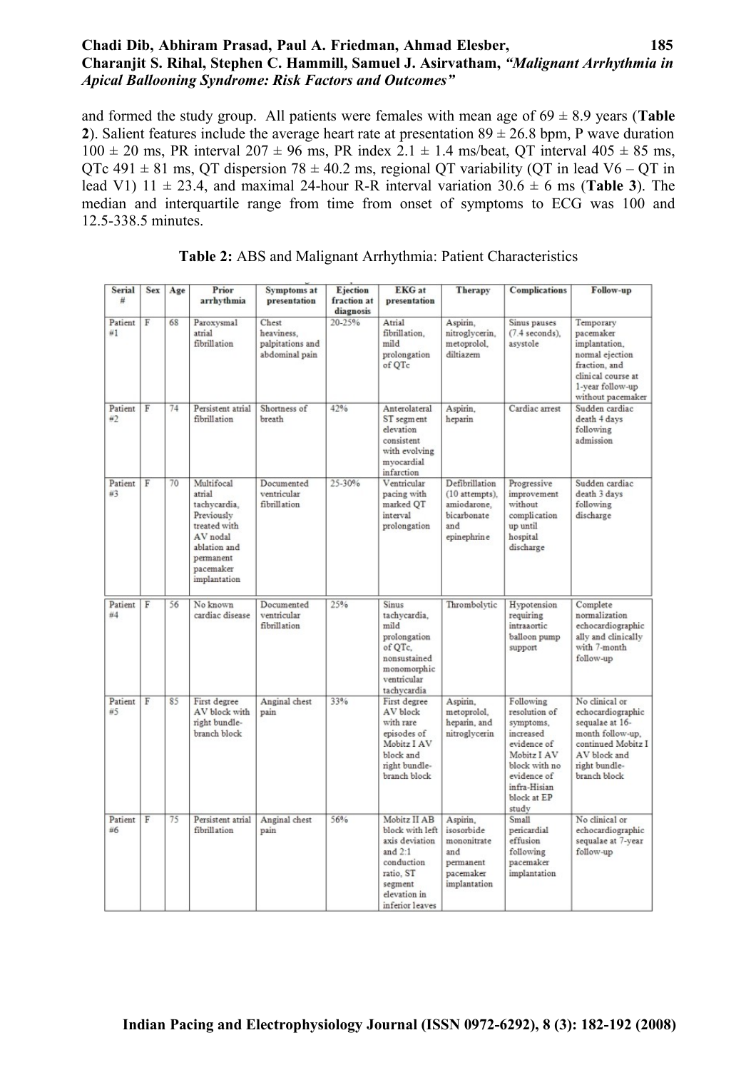and formed the study group. All patients were females with mean age of 69 ± 8.9 years (**Table 2**). Salient features include the average heart rate at presentation 89 ± 26.8 bpm, P wave duration 100 ± 20 ms, PR interval 207 ± 96 ms, PR index 2.1 ± 1.4 ms/beat, QT interval 405 ± 85 ms, QTc 491 ± 81 ms, QT dispersion 78 ± 40.2 ms, regional QT variability (QT in lead V6 – QT in lead V1) 11 ± 23.4, and maximal 24-hour R-R interval variation 30.6 ± 6 ms (**Table 3**). The median and interquartile range from time from onset of symptoms to ECG was 100 and 12.5-338.5 minutes.

**Table 2:** ABS and Malignant Arrhythmia: Patient Characteristics

| Serial # | Sex | Age | Prior arrhythmia | Symptoms at presentation | Ejection fraction at diagnosis | EKG at presentation | Therapy | Complications | Follow-up |
|---|---|---|---|---|---|---|---|---|---|
| Patient #1 | F | 68 | Paroxysmal atrial fibrillation | Chest heaviness, palpitations and abdominal pain | 20-25% | Atrial fibrillation, mild prolongation of QTc | Aspirin, nitroglycerin, metoprolol, diltiazem | Sinus pauses (7.4 seconds), asystole | Temporary pacemaker implantation, normal ejection fraction, and clinical course at 1-year follow-up without pacemaker |
| Patient #2 | F | 74 | Persistent atrial fibrillation | Shortness of breath | 42% | Anterolateral ST segment elevation consistent with evolving myocardial infarction | Aspirin, heparin | Cardiac arrest | Sudden cardiac death 4 days following admission |
| Patient #3 | F | 70 | Multifocal atrial tachycardia, Previously treated with AV nodal ablation and permanent pacemaker implantation | Documented ventricular fibrillation | 25-30% | Ventricular pacing with marked QT interval prolongation | Defibrillation (10 attempts), amiodarone, bicarbonate and epinephrine | Progressive improvement without complication up until hospital discharge | Sudden cardiac death 3 days following discharge |
| Patient #4 | F | 56 | No known cardiac disease | Documented ventricular fibrillation | 25% | Sinus tachycardia, mild prolongation of QTc, nonsustained monomorphic ventricular tachycardia | Thrombolytic | Hypotension requiring intraaortic balloon pump support | Complete normalization echocardiographic ally and clinically with 7-month follow-up |
| Patient #5 | F | 85 | First degree AV block with right bundle-branch block | Anginal chest pain | 33% | First degree AV block with rare episodes of Mobitz I AV block and right bundle-branch block | Aspirin, metoprolol, heparin, and nitroglycerin | Following resolution of symptoms, increased evidence of Mobitz I AV block with no evidence of infra-Hisian block at EP study | No clinical or echocardiographic sequalae at 16-month follow-up, continued Mobitz I AV block and right bundle-branch block |
| Patient #6 | F | 75 | Persistent atrial fibrillation | Anginal chest pain | 56% | Mobitz II AB block with left axis deviation and 2:1 conduction ratio, ST segment elevation in inferior leaves | Aspirin, isosorbide mononitrate and permanent pacemaker implantation | Small pericardial effusion following pacemaker implantation | No clinical or echocardiographic sequalae at 7-year follow-up |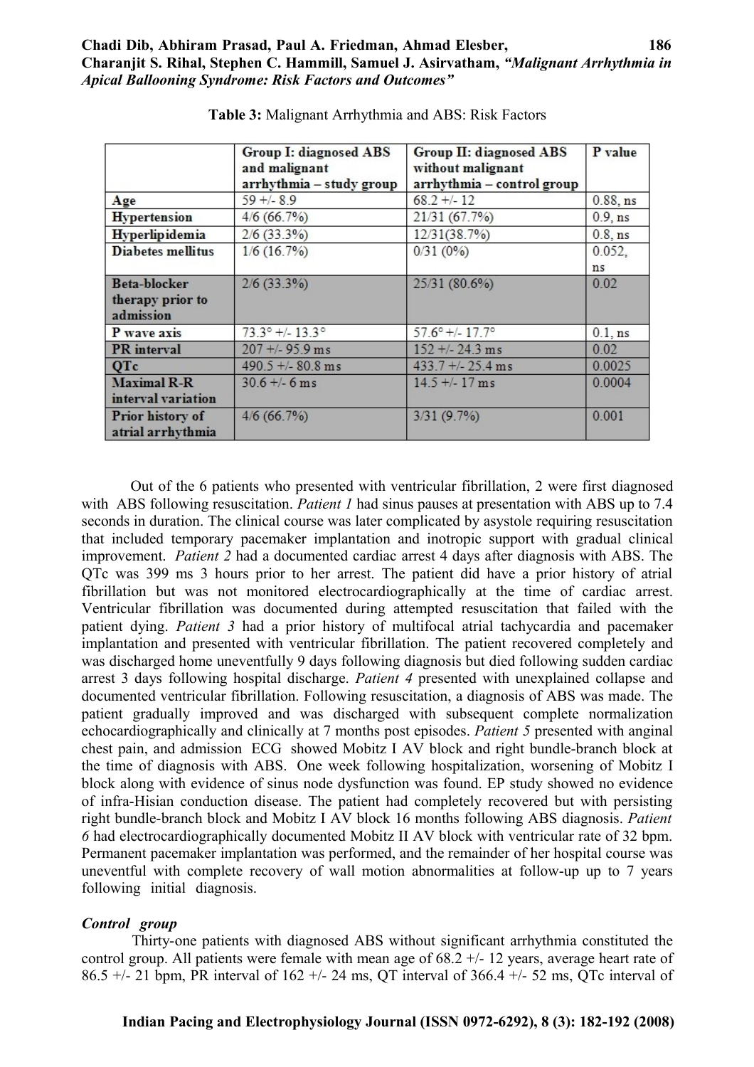**Table 3:** Malignant Arrhythmia and ABS: Risk Factors

| | Group I: diagnosed ABS and malignant arrhythmia – study group | Group II: diagnosed ABS without malignant arrhythmia – control group | P value |
|---|---|---|---|
| **Age** | 59 +/- 8.9 | 68.2 +/- 12 | 0.88, ns |
| **Hypertension** | 4/6 (66.7%) | 21/31 (67.7%) | 0.9, ns |
| **Hyperlipidemia** | 2/6 (33.3%) | 12/31(38.7%) | 0.8, ns |
| **Diabetes mellitus** | 1/6 (16.7%) | 0/31 (0%) | 0.052, ns |
| **Beta-blocker therapy prior to admission** | 2/6 (33.3%) | 25/31 (80.6%) | 0.02 |
| **P wave axis** | 73.3° +/- 13.3° | 57.6° +/- 17.7° | 0.1, ns |
| **PR interval** | 207 +/- 95.9 ms | 152 +/- 24.3 ms | 0.02 |
| **QTc** | 490.5 +/- 80.8 ms | 433.7 +/- 25.4 ms | 0.0025 |
| **Maximal R-R interval variation** | 30.6 +/- 6 ms | 14.5 +/- 17 ms | 0.0004 |
| **Prior history of atrial arrhythmia** | 4/6 (66.7%) | 3/31 (9.7%) | 0.001 |

Out of the 6 patients who presented with ventricular fibrillation, 2 were first diagnosed with ABS following resuscitation. *Patient 1* had sinus pauses at presentation with ABS up to 7.4 seconds in duration. The clinical course was later complicated by asystole requiring resuscitation that included temporary pacemaker implantation and inotropic support with gradual clinical improvement. *Patient 2* had a documented cardiac arrest 4 days after diagnosis with ABS. The QTc was 399 ms 3 hours prior to her arrest. The patient did have a prior history of atrial fibrillation but was not monitored electrocardiographically at the time of cardiac arrest. Ventricular fibrillation was documented during attempted resuscitation that failed with the patient dying. *Patient 3* had a prior history of multifocal atrial tachycardia and pacemaker implantation and presented with ventricular fibrillation. The patient recovered completely and was discharged home uneventfully 9 days following diagnosis but died following sudden cardiac arrest 3 days following hospital discharge. *Patient 4* presented with unexplained collapse and documented ventricular fibrillation. Following resuscitation, a diagnosis of ABS was made. The patient gradually improved and was discharged with subsequent complete normalization echocardiographically and clinically at 7 months post episodes. *Patient 5* presented with anginal chest pain, and admission ECG showed Mobitz I AV block and right bundle-branch block at the time of diagnosis with ABS. One week following hospitalization, worsening of Mobitz I block along with evidence of sinus node dysfunction was found. EP study showed no evidence of infra-Hisian conduction disease. The patient had completely recovered but with persisting right bundle-branch block and Mobitz I AV block 16 months following ABS diagnosis. *Patient 6* had electrocardiographically documented Mobitz II AV block with ventricular rate of 32 bpm. Permanent pacemaker implantation was performed, and the remainder of her hospital course was uneventful with complete recovery of wall motion abnormalities at follow-up up to 7 years following initial diagnosis.

***Control group***

Thirty-one patients with diagnosed ABS without significant arrhythmia constituted the control group. All patients were female with mean age of 68.2 +/- 12 years, average heart rate of 86.5 +/- 21 bpm, PR interval of 162 +/- 24 ms, QT interval of 366.4 +/- 52 ms, QTc interval of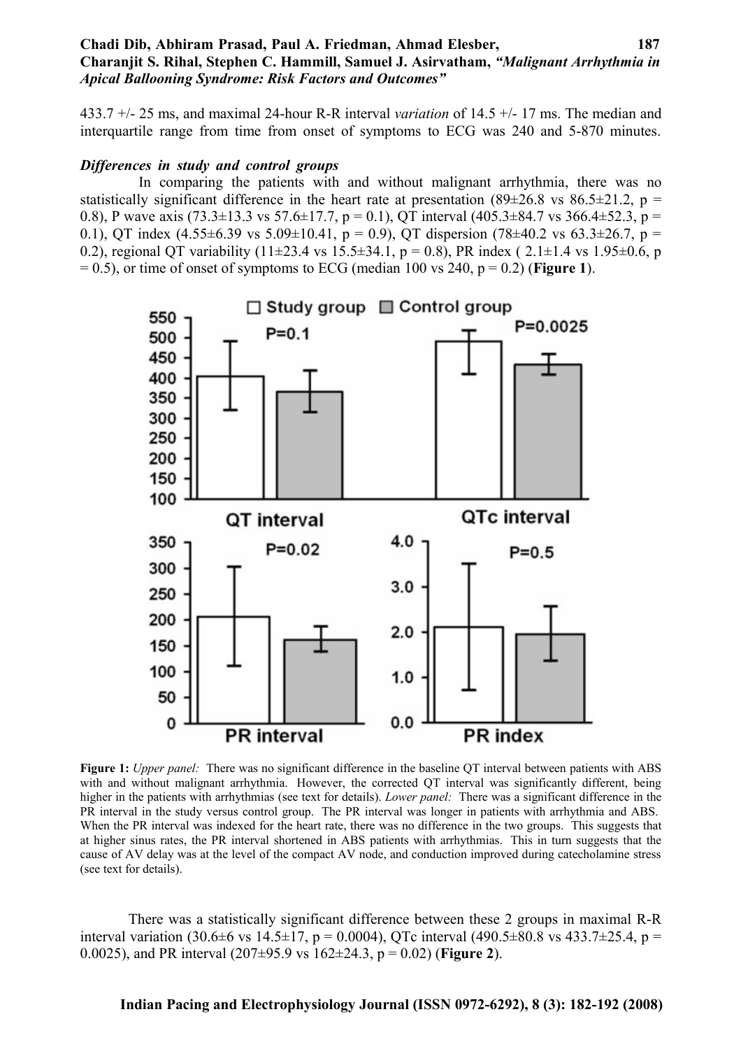433.7 +/- 25 ms, and maximal 24-hour R-R interval *variation* of 14.5 +/- 17 ms. The median and interquartile range from time from onset of symptoms to ECG was 240 and 5-870 minutes.

***Differences in study and control groups***

In comparing the patients with and without malignant arrhythmia, there was no statistically significant difference in the heart rate at presentation (89±26.8 vs 86.5±21.2, p = 0.8), P wave axis (73.3±13.3 vs 57.6±17.7, p = 0.1), QT interval (405.3±84.7 vs 366.4±52.3, p = 0.1), QT index (4.55±6.39 vs 5.09±10.41, p = 0.9), QT dispersion (78±40.2 vs 63.3±26.7, p = 0.2), regional QT variability (11±23.4 vs 15.5±34.1, p = 0.8), PR index ( 2.1±1.4 vs 1.95±0.6, p = 0.5), or time of onset of symptoms to ECG (median 100 vs 240, p = 0.2) (**Figure 1**).

**Figure 1:** *Upper panel:* There was no significant difference in the baseline QT interval between patients with ABS with and without malignant arrhythmia. However, the corrected QT interval was significantly different, being higher in the patients with arrhythmias (see text for details). *Lower panel:* There was a significant difference in the PR interval in the study versus control group. The PR interval was longer in patients with arrhythmia and ABS. When the PR interval was indexed for the heart rate, there was no difference in the two groups. This suggests that at higher sinus rates, the PR interval shortened in ABS patients with arrhythmias. This in turn suggests that the cause of AV delay was at the level of the compact AV node, and conduction improved during catecholamine stress (see text for details).

There was a statistically significant difference between these 2 groups in maximal R-R interval variation (30.6±6 vs 14.5±17, p = 0.0004), QTc interval (490.5±80.8 vs 433.7±25.4, p = 0.0025), and PR interval (207±95.9 vs 162±24.3, p = 0.02) (**Figure 2**).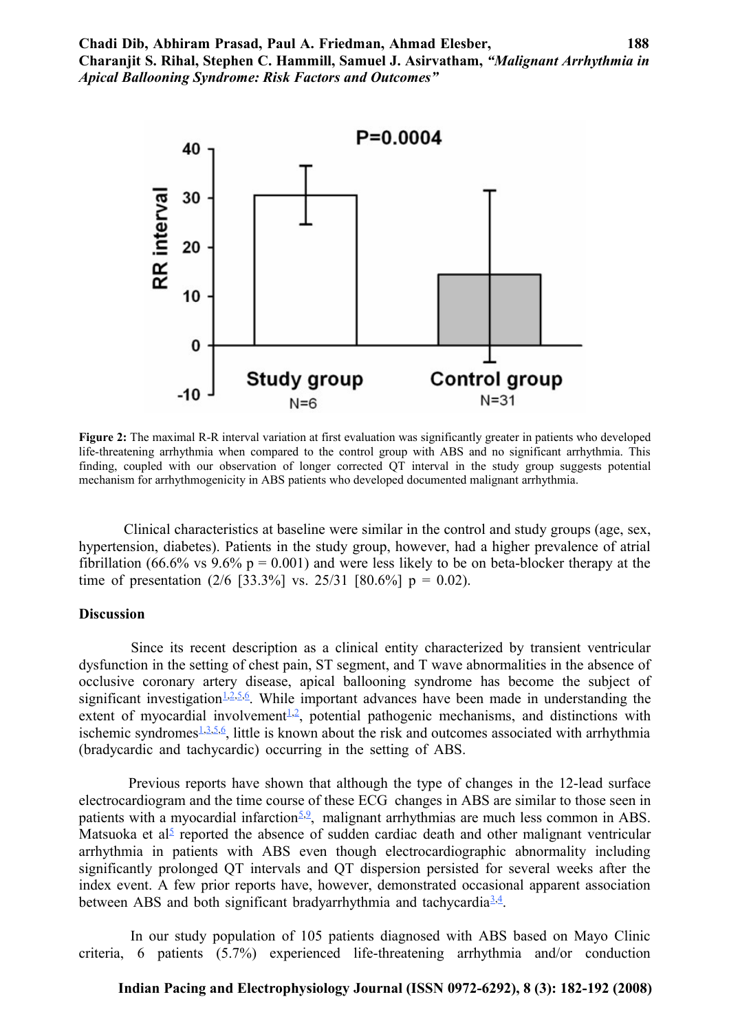**Figure 2:** The maximal R-R interval variation at first evaluation was significantly greater in patients who developed life-threatening arrhythmia when compared to the control group with ABS and no significant arrhythmia. This finding, coupled with our observation of longer corrected QT interval in the study group suggests potential mechanism for arrhythmogenicity in ABS patients who developed documented malignant arrhythmia.

Clinical characteristics at baseline were similar in the control and study groups (age, sex, hypertension, diabetes). Patients in the study group, however, had a higher prevalence of atrial fibrillation (66.6% vs 9.6% p = 0.001) and were less likely to be on beta-blocker therapy at the time of presentation (2/6 [33.3%] vs. 25/31 [80.6%] p = 0.02).

## Discussion

Since its recent description as a clinical entity characterized by transient ventricular dysfunction in the setting of chest pain, ST segment, and T wave abnormalities in the absence of occlusive coronary artery disease, apical ballooning syndrome has become the subject of significant investigation[1,2,5,6]. While important advances have been made in understanding the extent of myocardial involvement[1,2], potential pathogenic mechanisms, and distinctions with ischemic syndromes[1,3,5,6], little is known about the risk and outcomes associated with arrhythmia (bradycardic and tachycardic) occurring in the setting of ABS.

Previous reports have shown that although the type of changes in the 12-lead surface electrocardiogram and the time course of these ECG changes in ABS are similar to those seen in patients with a myocardial infarction[5,9], malignant arrhythmias are much less common in ABS. Matsuoka et al[5] reported the absence of sudden cardiac death and other malignant ventricular arrhythmia in patients with ABS even though electrocardiographic abnormality including significantly prolonged QT intervals and QT dispersion persisted for several weeks after the index event. A few prior reports have, however, demonstrated occasional apparent association between ABS and both significant bradyarrhythmia and tachycardia[3,4].

In our study population of 105 patients diagnosed with ABS based on Mayo Clinic criteria, 6 patients (5.7%) experienced life-threatening arrhythmia and/or conduction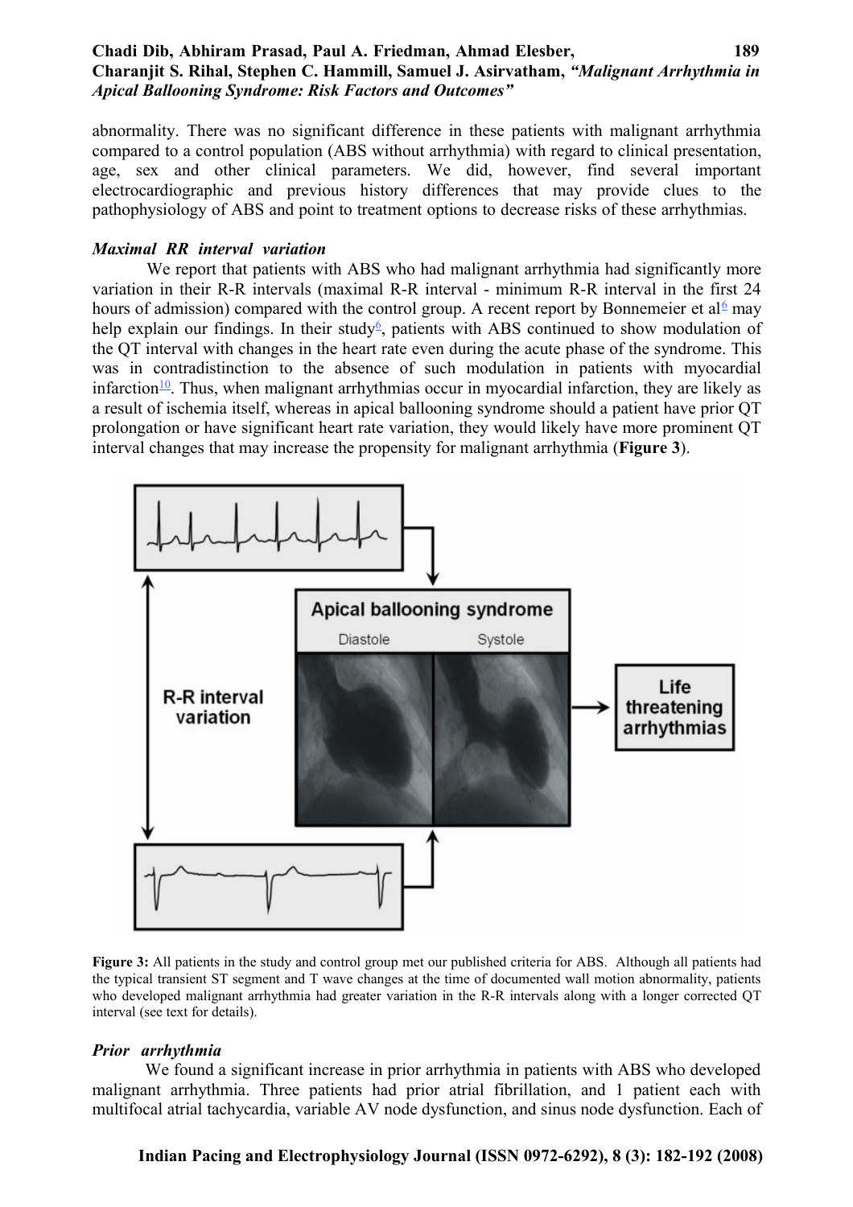abnormality. There was no significant difference in these patients with malignant arrhythmia compared to a control population (ABS without arrhythmia) with regard to clinical presentation, age, sex and other clinical parameters. We did, however, find several important electrocardiographic and previous history differences that may provide clues to the pathophysiology of ABS and point to treatment options to decrease risks of these arrhythmias.

### *Maximal RR interval variation*

We report that patients with ABS who had malignant arrhythmia had significantly more variation in their R-R intervals (maximal R-R interval - minimum R-R interval in the first 24 hours of admission) compared with the control group. A recent report by Bonnemeier et al[6] may help explain our findings. In their study[6], patients with ABS continued to show modulation of the QT interval with changes in the heart rate even during the acute phase of the syndrome. This was in contradistinction to the absence of such modulation in patients with myocardial infarction[10]. Thus, when malignant arrhythmias occur in myocardial infarction, they are likely as a result of ischemia itself, whereas in apical ballooning syndrome should a patient have prior QT prolongation or have significant heart rate variation, they would likely have more prominent QT interval changes that may increase the propensity for malignant arrhythmia (**Figure 3**).

**Figure 3:** All patients in the study and control group met our published criteria for ABS. Although all patients had the typical transient ST segment and T wave changes at the time of documented wall motion abnormality, patients who developed malignant arrhythmia had greater variation in the R-R intervals along with a longer corrected QT interval (see text for details).

### *Prior arrhythmia*

We found a significant increase in prior arrhythmia in patients with ABS who developed malignant arrhythmia. Three patients had prior atrial fibrillation, and 1 patient each with multifocal atrial tachycardia, variable AV node dysfunction, and sinus node dysfunction. Each of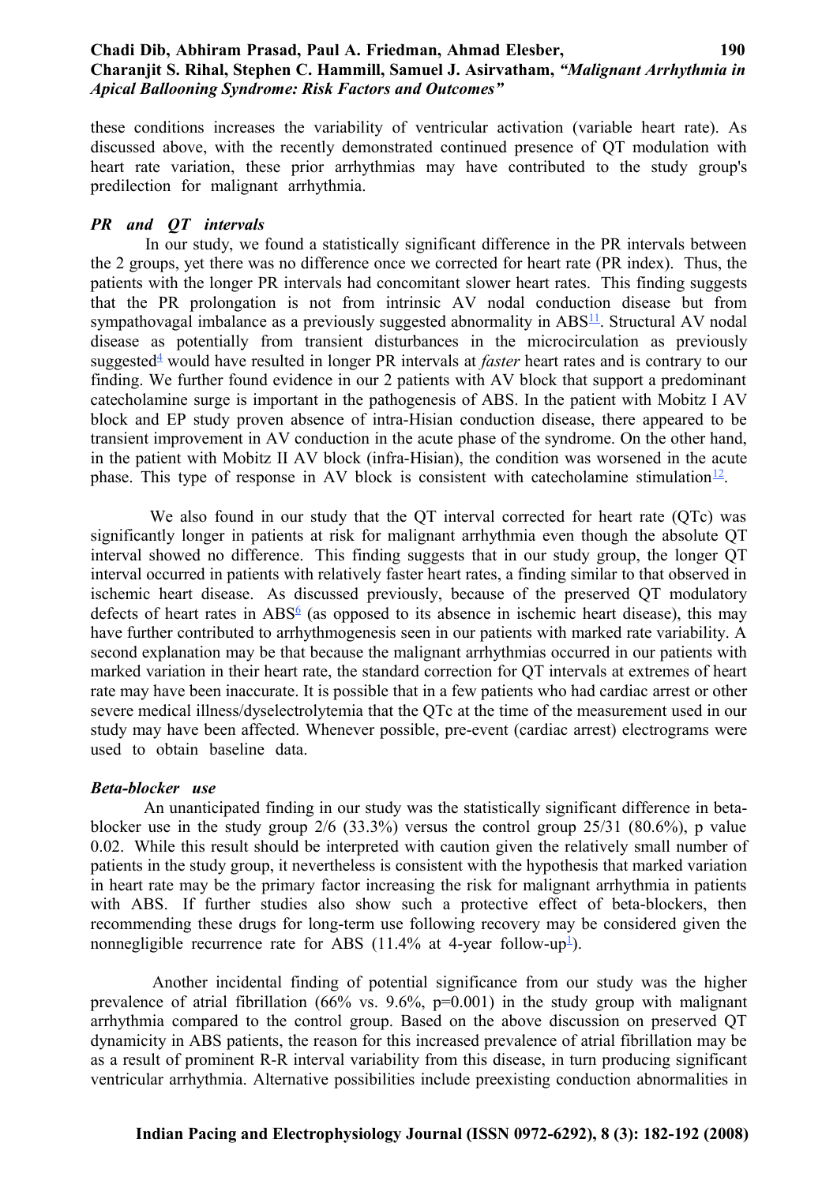these conditions increases the variability of ventricular activation (variable heart rate). As discussed above, with the recently demonstrated continued presence of QT modulation with heart rate variation, these prior arrhythmias may have contributed to the study group's predilection for malignant arrhythmia.

***PR and QT intervals***

In our study, we found a statistically significant difference in the PR intervals between the 2 groups, yet there was no difference once we corrected for heart rate (PR index). Thus, the patients with the longer PR intervals had concomitant slower heart rates. This finding suggests that the PR prolongation is not from intrinsic AV nodal conduction disease but from sympathovagal imbalance as a previously suggested abnormality in ABS[11]. Structural AV nodal disease as potentially from transient disturbances in the microcirculation as previously suggested[4] would have resulted in longer PR intervals at *faster* heart rates and is contrary to our finding. We further found evidence in our 2 patients with AV block that support a predominant catecholamine surge is important in the pathogenesis of ABS. In the patient with Mobitz I AV block and EP study proven absence of intra-Hisian conduction disease, there appeared to be transient improvement in AV conduction in the acute phase of the syndrome. On the other hand, in the patient with Mobitz II AV block (infra-Hisian), the condition was worsened in the acute phase. This type of response in AV block is consistent with catecholamine stimulation[12].

We also found in our study that the QT interval corrected for heart rate (QTc) was significantly longer in patients at risk for malignant arrhythmia even though the absolute QT interval showed no difference. This finding suggests that in our study group, the longer QT interval occurred in patients with relatively faster heart rates, a finding similar to that observed in ischemic heart disease. As discussed previously, because of the preserved QT modulatory defects of heart rates in ABS[6] (as opposed to its absence in ischemic heart disease), this may have further contributed to arrhythmogenesis seen in our patients with marked rate variability. A second explanation may be that because the malignant arrhythmias occurred in our patients with marked variation in their heart rate, the standard correction for QT intervals at extremes of heart rate may have been inaccurate. It is possible that in a few patients who had cardiac arrest or other severe medical illness/dyselectrolytemia that the QTc at the time of the measurement used in our study may have been affected. Whenever possible, pre-event (cardiac arrest) electrograms were used to obtain baseline data.

***Beta-blocker use***

An unanticipated finding in our study was the statistically significant difference in beta-blocker use in the study group 2/6 (33.3%) versus the control group 25/31 (80.6%), p value 0.02. While this result should be interpreted with caution given the relatively small number of patients in the study group, it nevertheless is consistent with the hypothesis that marked variation in heart rate may be the primary factor increasing the risk for malignant arrhythmia in patients with ABS. If further studies also show such a protective effect of beta-blockers, then recommending these drugs for long-term use following recovery may be considered given the nonnegligible recurrence rate for ABS (11.4% at 4-year follow-up[1]).

Another incidental finding of potential significance from our study was the higher prevalence of atrial fibrillation (66% vs. 9.6%, p=0.001) in the study group with malignant arrhythmia compared to the control group. Based on the above discussion on preserved QT dynamicity in ABS patients, the reason for this increased prevalence of atrial fibrillation may be as a result of prominent R-R interval variability from this disease, in turn producing significant ventricular arrhythmia. Alternative possibilities include preexisting conduction abnormalities in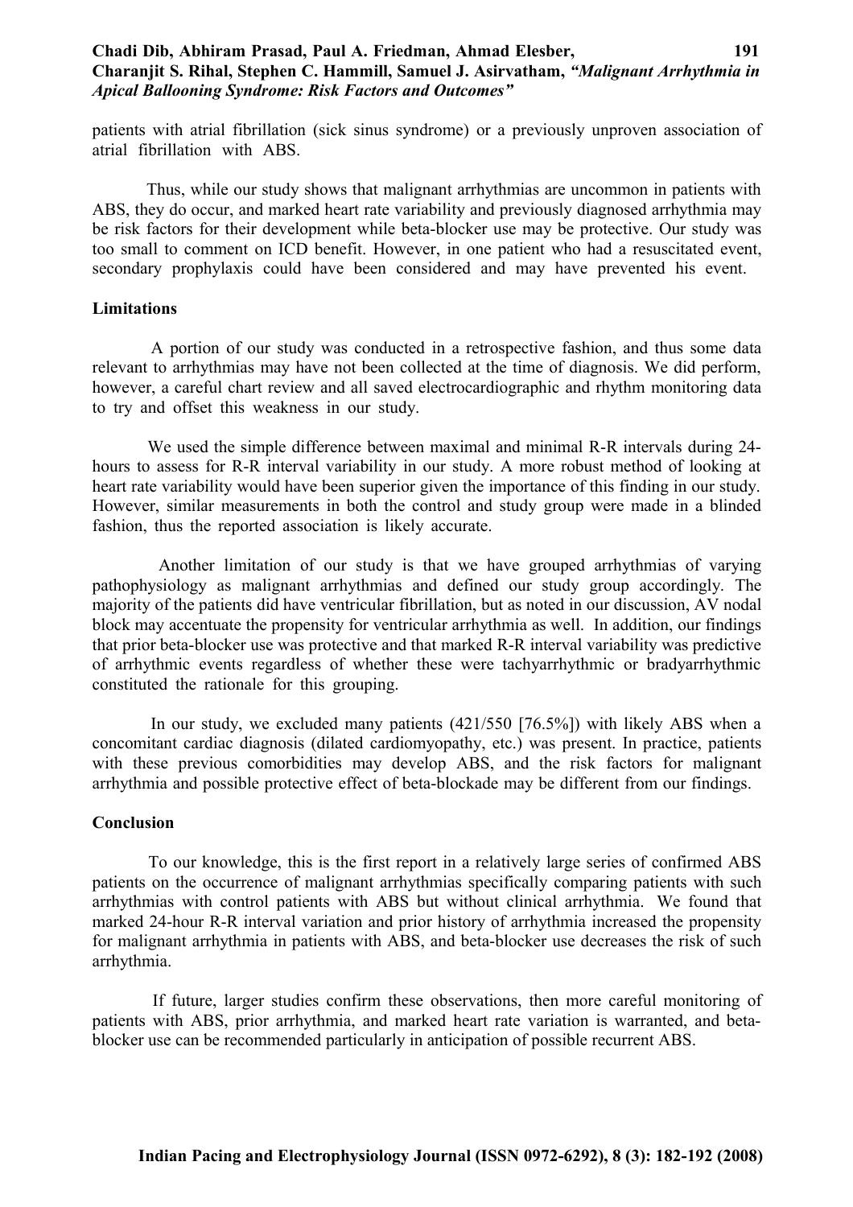patients with atrial fibrillation (sick sinus syndrome) or a previously unproven association of atrial fibrillation with ABS.

Thus, while our study shows that malignant arrhythmias are uncommon in patients with ABS, they do occur, and marked heart rate variability and previously diagnosed arrhythmia may be risk factors for their development while beta-blocker use may be protective. Our study was too small to comment on ICD benefit. However, in one patient who had a resuscitated event, secondary prophylaxis could have been considered and may have prevented his event.

## Limitations

A portion of our study was conducted in a retrospective fashion, and thus some data relevant to arrhythmias may have not been collected at the time of diagnosis. We did perform, however, a careful chart review and all saved electrocardiographic and rhythm monitoring data to try and offset this weakness in our study.

We used the simple difference between maximal and minimal R-R intervals during 24-hours to assess for R-R interval variability in our study. A more robust method of looking at heart rate variability would have been superior given the importance of this finding in our study. However, similar measurements in both the control and study group were made in a blinded fashion, thus the reported association is likely accurate.

Another limitation of our study is that we have grouped arrhythmias of varying pathophysiology as malignant arrhythmias and defined our study group accordingly. The majority of the patients did have ventricular fibrillation, but as noted in our discussion, AV nodal block may accentuate the propensity for ventricular arrhythmia as well. In addition, our findings that prior beta-blocker use was protective and that marked R-R interval variability was predictive of arrhythmic events regardless of whether these were tachyarrhythmic or bradyarrhythmic constituted the rationale for this grouping.

In our study, we excluded many patients (421/550 [76.5%]) with likely ABS when a concomitant cardiac diagnosis (dilated cardiomyopathy, etc.) was present. In practice, patients with these previous comorbidities may develop ABS, and the risk factors for malignant arrhythmia and possible protective effect of beta-blockade may be different from our findings.

## Conclusion

To our knowledge, this is the first report in a relatively large series of confirmed ABS patients on the occurrence of malignant arrhythmias specifically comparing patients with such arrhythmias with control patients with ABS but without clinical arrhythmia. We found that marked 24-hour R-R interval variation and prior history of arrhythmia increased the propensity for malignant arrhythmia in patients with ABS, and beta-blocker use decreases the risk of such arrhythmia.

If future, larger studies confirm these observations, then more careful monitoring of patients with ABS, prior arrhythmia, and marked heart rate variation is warranted, and beta-blocker use can be recommended particularly in anticipation of possible recurrent ABS.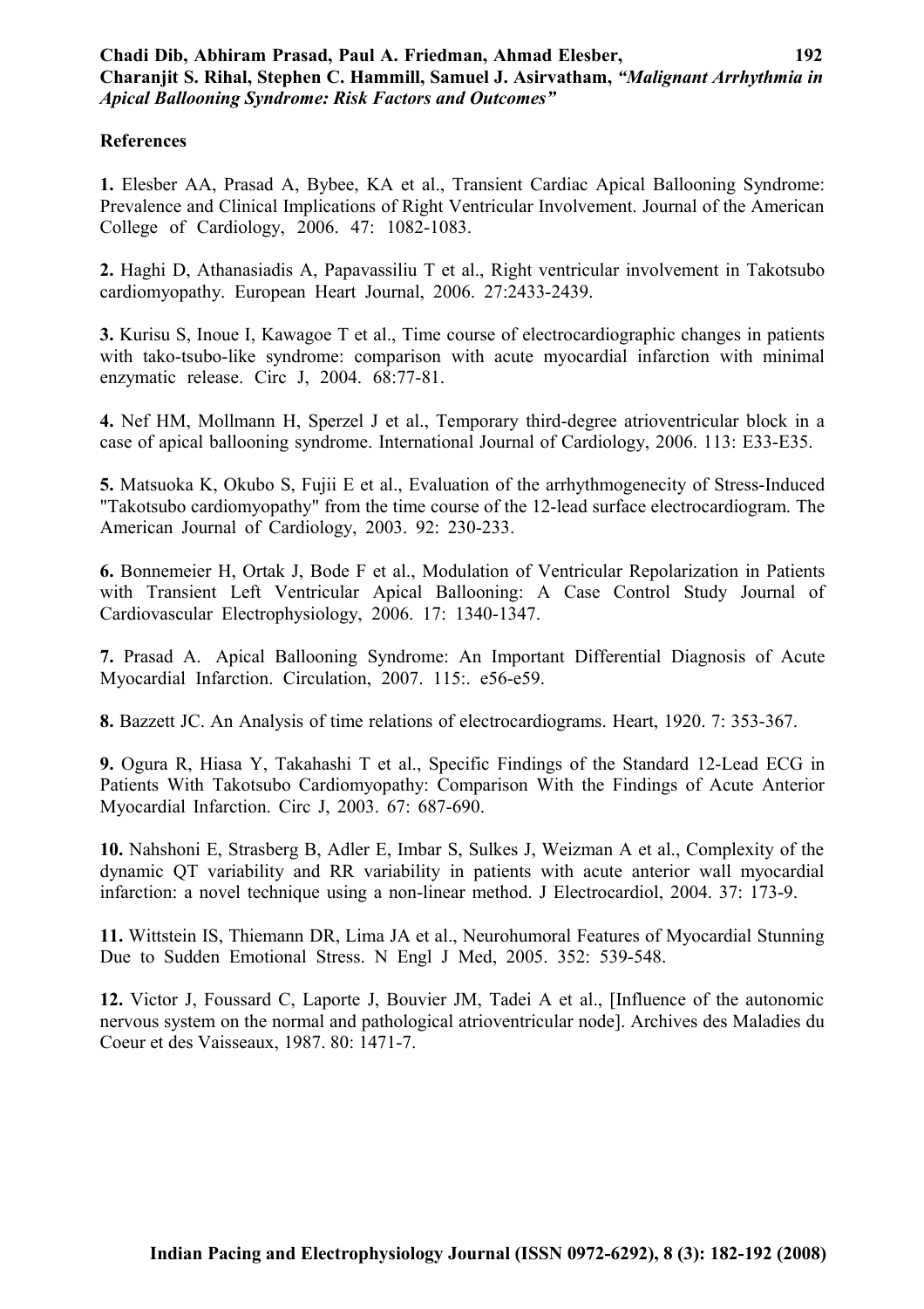## References

**1.** Elesber AA, Prasad A, Bybee, KA et al., Transient Cardiac Apical Ballooning Syndrome: Prevalence and Clinical Implications of Right Ventricular Involvement. Journal of the American College of Cardiology, 2006. 47: 1082-1083.

**2.** Haghi D, Athanasiadis A, Papavassiliu T et al., Right ventricular involvement in Takotsubo cardiomyopathy. European Heart Journal, 2006. 27:2433-2439.

**3.** Kurisu S, Inoue I, Kawagoe T et al., Time course of electrocardiographic changes in patients with tako-tsubo-like syndrome: comparison with acute myocardial infarction with minimal enzymatic release. Circ J, 2004. 68:77-81.

**4.** Nef HM, Mollmann H, Sperzel J et al., Temporary third-degree atrioventricular block in a case of apical ballooning syndrome. International Journal of Cardiology, 2006. 113: E33-E35.

**5.** Matsuoka K, Okubo S, Fujii E et al., Evaluation of the arrhythmogenecity of Stress-Induced "Takotsubo cardiomyopathy" from the time course of the 12-lead surface electrocardiogram. The American Journal of Cardiology, 2003. 92: 230-233.

**6.** Bonnemeier H, Ortak J, Bode F et al., Modulation of Ventricular Repolarization in Patients with Transient Left Ventricular Apical Ballooning: A Case Control Study Journal of Cardiovascular Electrophysiology, 2006. 17: 1340-1347.

**7.** Prasad A. Apical Ballooning Syndrome: An Important Differential Diagnosis of Acute Myocardial Infarction. Circulation, 2007. 115:. e56-e59.

**8.** Bazzett JC. An Analysis of time relations of electrocardiograms. Heart, 1920. 7: 353-367.

**9.** Ogura R, Hiasa Y, Takahashi T et al., Specific Findings of the Standard 12-Lead ECG in Patients With Takotsubo Cardiomyopathy: Comparison With the Findings of Acute Anterior Myocardial Infarction. Circ J, 2003. 67: 687-690.

**10.** Nahshoni E, Strasberg B, Adler E, Imbar S, Sulkes J, Weizman A et al., Complexity of the dynamic QT variability and RR variability in patients with acute anterior wall myocardial infarction: a novel technique using a non-linear method. J Electrocardiol, 2004. 37: 173-9.

**11.** Wittstein IS, Thiemann DR, Lima JA et al., Neurohumoral Features of Myocardial Stunning Due to Sudden Emotional Stress. N Engl J Med, 2005. 352: 539-548.

**12.** Victor J, Foussard C, Laporte J, Bouvier JM, Tadei A et al., [Influence of the autonomic nervous system on the normal and pathological atrioventricular node]. Archives des Maladies du Coeur et des Vaisseaux, 1987. 80: 1471-7.